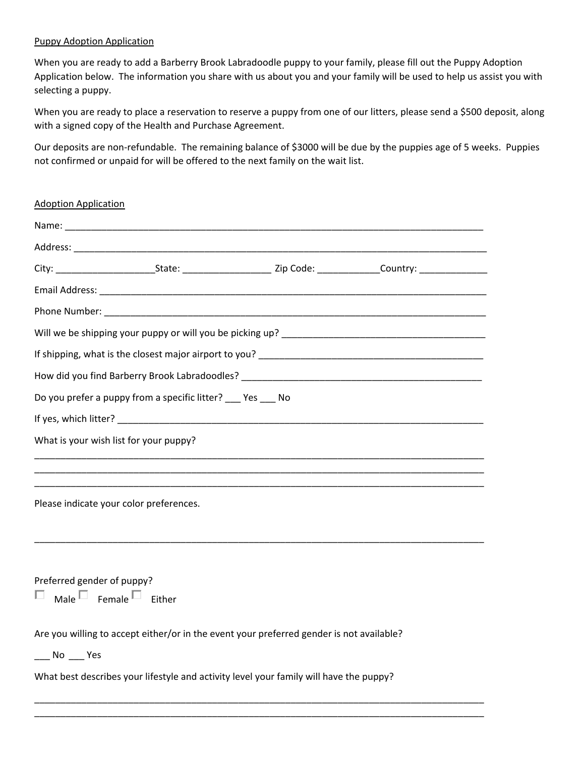<u>Puppy Adoption Application</u>

When you are ready to add a Barberry Brook Labradoodle puppy to your family, please fill out the Puppy Adoption Application below. The information you share with us about you and your family will be used to help us assist you with selecting a puppy.

When you are ready to place a reservation to reserve a puppy from one of our litters, please send a $500 deposit, along with a signed copy of the Health and Purchase Agreement.

Our deposits are non-refundable. The remaining balance of $3000 will be due by the puppies age of 5 weeks. Puppies not confirmed or unpaid for will be offered to the next family on the wait list.

<u>Adoption Application</u>

Name: ____________________________________________________________________________

Address: ___________________________________________________________________________

City: ___________________State: ________________ Zip Code: ___________Country: _____________

Email Address: ______________________________________________________________________

Phone Number: ______________________________________________________________________

Will we be shipping your puppy or will you be picking up? _________________________________________

If shipping, what is the closest major airport to you? _____________________________________________

How did you find Barberry Brook Labradoodles? _________________________________________________

Do you prefer a puppy from a specific litter? ___ Yes ___ No

If yes, which litter? ________________________________________________________________________

What is your wish list for your puppy?

_______________________________________________________________________________________

_______________________________________________________________________________________

_______________________________________________________________________________________

Please indicate your color preferences.

_______________________________________________________________________________________

Preferred gender of puppy?

☐ Male ☐ Female ☐ Either

Are you willing to accept either/or in the event your preferred gender is not available?

___ No ___ Yes

What best describes your lifestyle and activity level your family will have the puppy?

_______________________________________________________________________________________

_______________________________________________________________________________________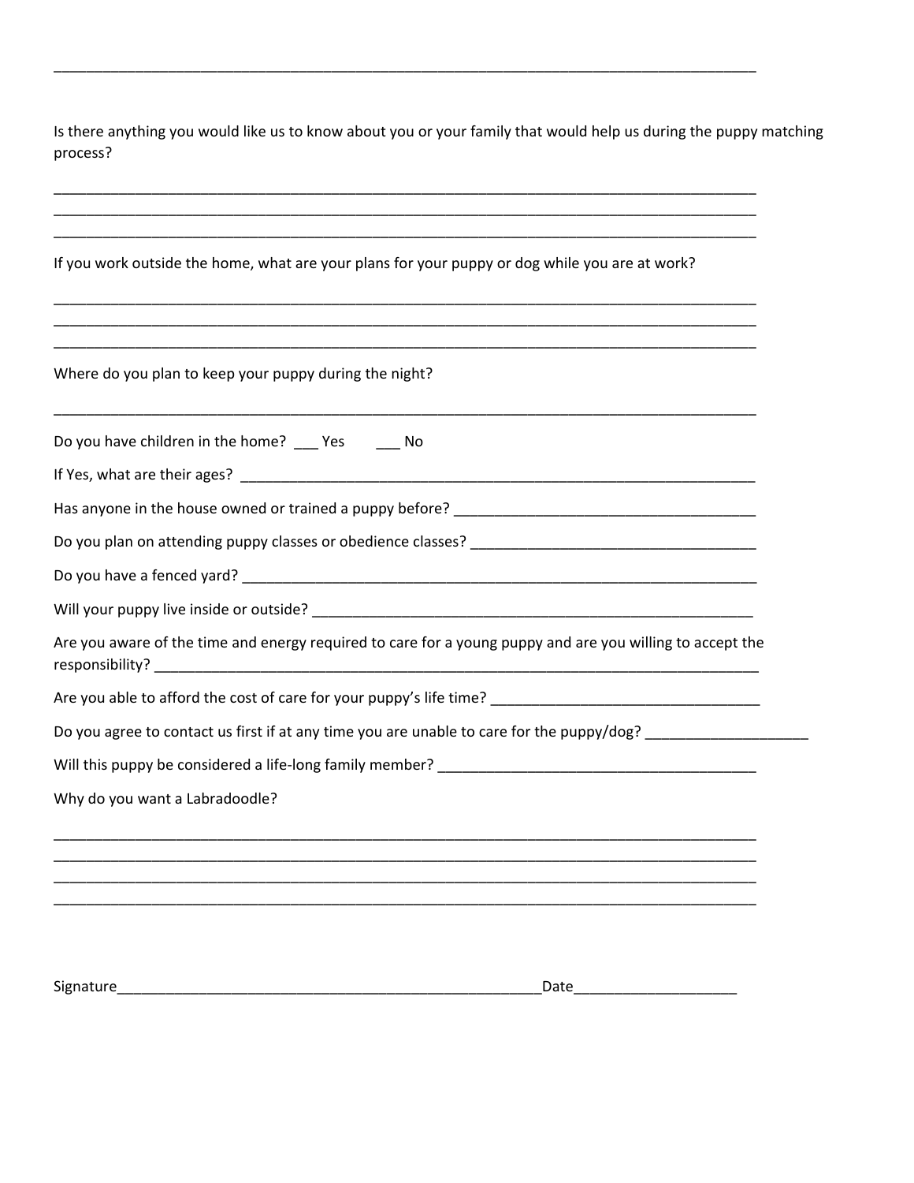______________________________________________________________________________________

Is there anything you would like us to know about you or your family that would help us during the puppy matching process?

______________________________________________________________________________________
______________________________________________________________________________________
______________________________________________________________________________________

If you work outside the home, what are your plans for your puppy or dog while you are at work?

______________________________________________________________________________________
______________________________________________________________________________________
______________________________________________________________________________________

Where do you plan to keep your puppy during the night?

______________________________________________________________________________________

Do you have children in the home? ___ Yes ___ No

If Yes, what are their ages? _________________________________________________________________

Has anyone in the house owned or trained a puppy before? ____________________________________

Do you plan on attending puppy classes or obedience classes? __________________________________

Do you have a fenced yard? ____________________________________________________________

Will your puppy live inside or outside? __________________________________________________

Are you aware of the time and energy required to care for a young puppy and are you willing to accept the responsibility? ________________________________________________________________________

Are you able to afford the cost of care for your puppy's life time? ________________________________

Do you agree to contact us first if at any time you are unable to care for the puppy/dog? ____________________

Will this puppy be considered a life-long family member? _____________________________________

Why do you want a Labradoodle?

______________________________________________________________________________________
______________________________________________________________________________________
______________________________________________________________________________________
______________________________________________________________________________________

Signature______________________________________________________Date____________________